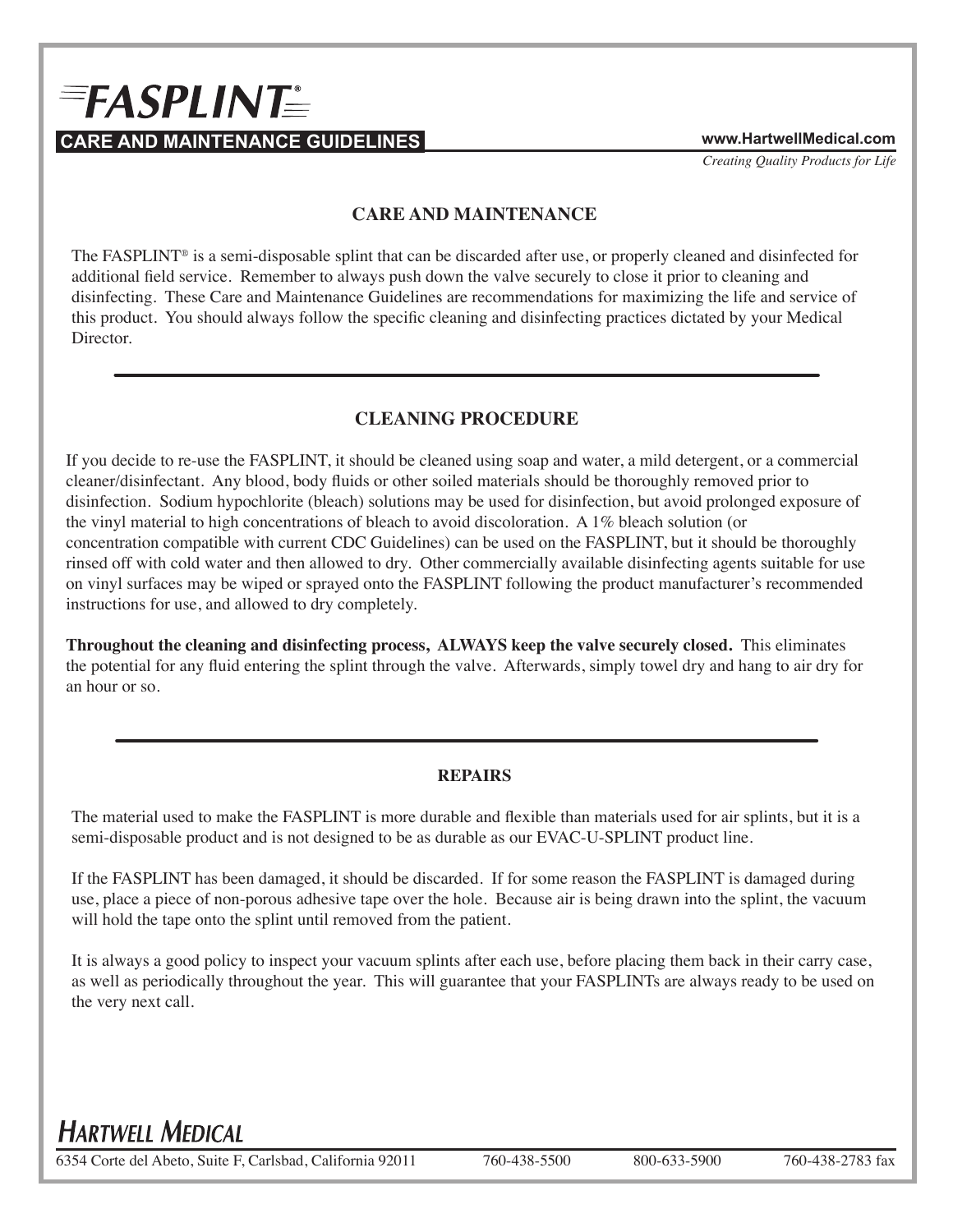# FASPLINT®

**CARE AND MAINTENANCE GUIDELINES**

www.HartwellMedical.com

*Creating Quality Products for Life*

## CARE AND MAINTENANCE

The FASPLINT® is a semi-disposable splint that can be discarded after use, or properly cleaned and disinfected for additional field service. Remember to always push down the valve securely to close it prior to cleaning and disinfecting. These Care and Maintenance Guidelines are recommendations for maximizing the life and service of this product. You should always follow the specific cleaning and disinfecting practices dictated by your Medical Director.

---

## CLEANING PROCEDURE

If you decide to re-use the FASPLINT, it should be cleaned using soap and water, a mild detergent, or a commercial cleaner/disinfectant. Any blood, body fluids or other soiled materials should be thoroughly removed prior to disinfection. Sodium hypochlorite (bleach) solutions may be used for disinfection, but avoid prolonged exposure of the vinyl material to high concentrations of bleach to avoid discoloration. A 1% bleach solution (or concentration compatible with current CDC Guidelines) can be used on the FASPLINT, but it should be thoroughly rinsed off with cold water and then allowed to dry. Other commercially available disinfecting agents suitable for use on vinyl surfaces may be wiped or sprayed onto the FASPLINT following the product manufacturer's recommended instructions for use, and allowed to dry completely.

**Throughout the cleaning and disinfecting process, ALWAYS keep the valve securely closed.** This eliminates the potential for any fluid entering the splint through the valve. Afterwards, simply towel dry and hang to air dry for an hour or so.

---

## REPAIRS

The material used to make the FASPLINT is more durable and flexible than materials used for air splints, but it is a semi-disposable product and is not designed to be as durable as our EVAC-U-SPLINT product line.

If the FASPLINT has been damaged, it should be discarded. If for some reason the FASPLINT is damaged during use, place a piece of non-porous adhesive tape over the hole. Because air is being drawn into the splint, the vacuum will hold the tape onto the splint until removed from the patient.

It is always a good policy to inspect your vacuum splints after each use, before placing them back in their carry case, as well as periodically throughout the year. This will guarantee that your FASPLINTs are always ready to be used on the very next call.

**HARTWELL MEDICAL**

6354 Corte del Abeto, Suite F, Carlsbad, California 92011 760-438-5500 800-633-5900 760-438-2783 fax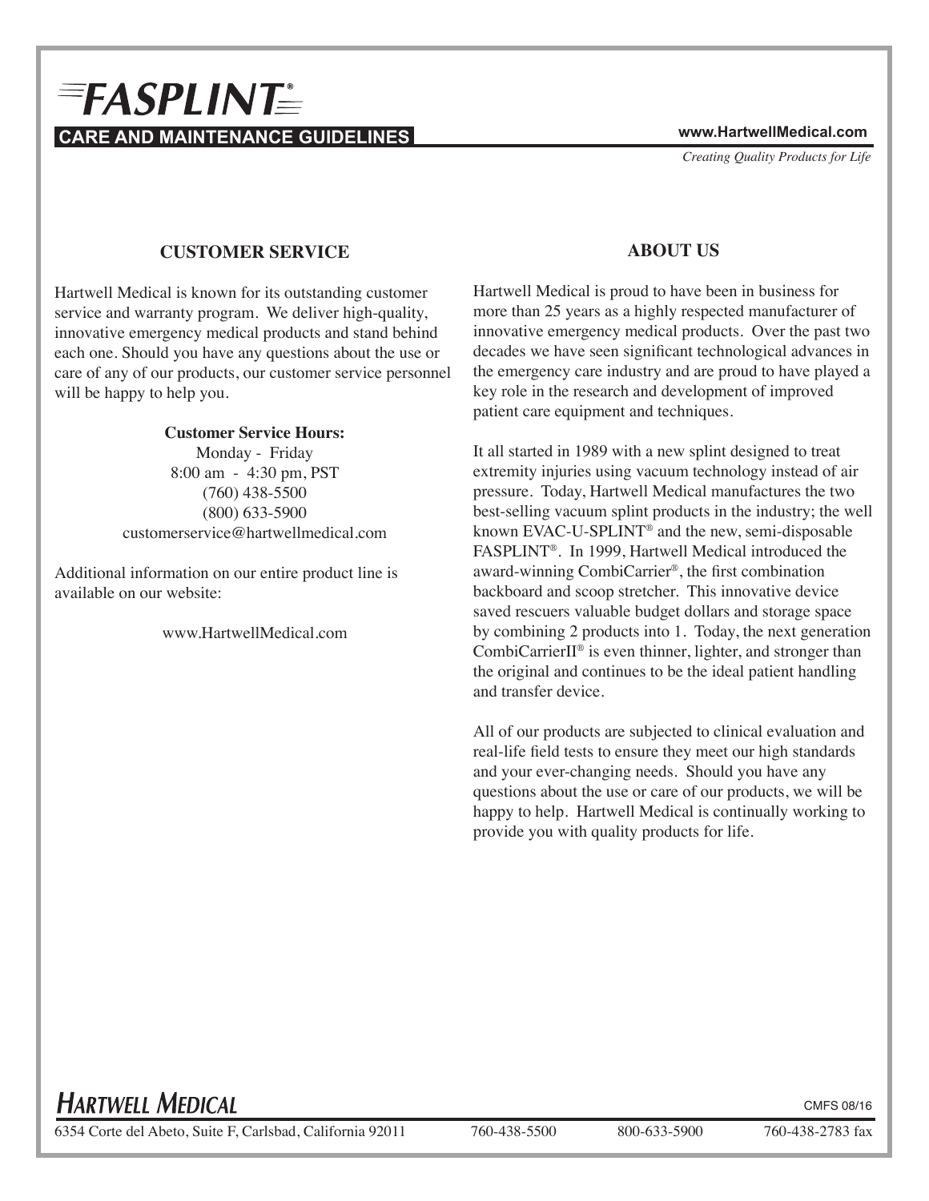# FASPLINT®

**CARE AND MAINTENANCE GUIDELINES**

www.HartwellMedical.com

*Creating Quality Products for Life*

## CUSTOMER SERVICE

Hartwell Medical is known for its outstanding customer service and warranty program. We deliver high-quality, innovative emergency medical products and stand behind each one. Should you have any questions about the use or care of any of our products, our customer service personnel will be happy to help you.

**Customer Service Hours:**

Monday - Friday
8:00 am - 4:30 pm, PST
(760) 438-5500
(800) 633-5900
customerservice@hartwellmedical.com

Additional information on our entire product line is available on our website:

www.HartwellMedical.com

## ABOUT US

Hartwell Medical is proud to have been in business for more than 25 years as a highly respected manufacturer of innovative emergency medical products. Over the past two decades we have seen significant technological advances in the emergency care industry and are proud to have played a key role in the research and development of improved patient care equipment and techniques.

It all started in 1989 with a new splint designed to treat extremity injuries using vacuum technology instead of air pressure. Today, Hartwell Medical manufactures the two best-selling vacuum splint products in the industry; the well known EVAC-U-SPLINT® and the new, semi-disposable FASPLINT®. In 1999, Hartwell Medical introduced the award-winning CombiCarrier®, the first combination backboard and scoop stretcher. This innovative device saved rescuers valuable budget dollars and storage space by combining 2 products into 1. Today, the next generation CombiCarrierII® is even thinner, lighter, and stronger than the original and continues to be the ideal patient handling and transfer device.

All of our products are subjected to clinical evaluation and real-life field tests to ensure they meet our high standards and your ever-changing needs. Should you have any questions about the use or care of our products, we will be happy to help. Hartwell Medical is continually working to provide you with quality products for life.

**HARTWELL MEDICAL**

CMFS 08/16

6354 Corte del Abeto, Suite F, Carlsbad, California 92011    760-438-5500    800-633-5900    760-438-2783 fax